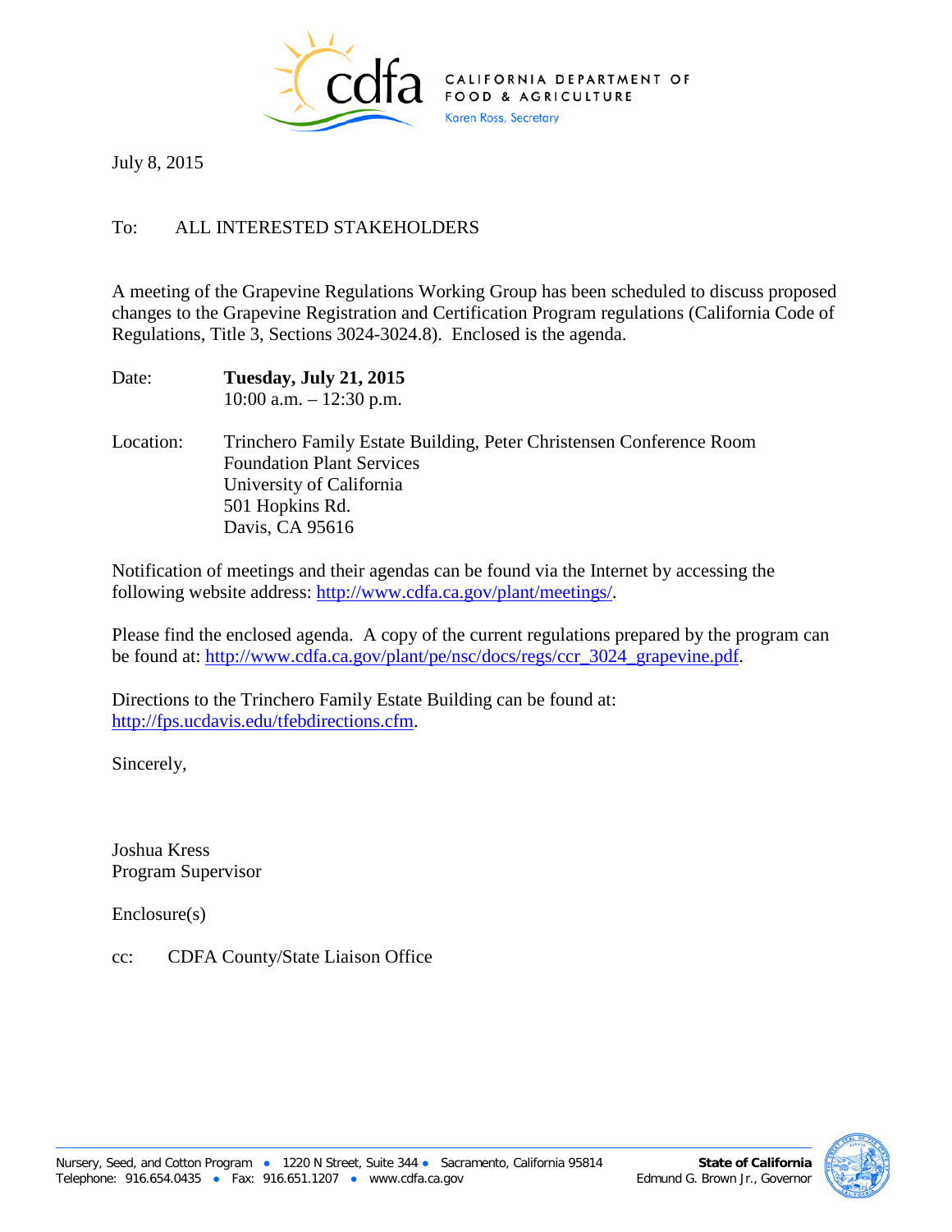CALIFORNIA DEPARTMENT OF FOOD & AGRICULTURE
Karen Ross, Secretary

July 8, 2015

To: ALL INTERESTED STAKEHOLDERS

A meeting of the Grapevine Regulations Working Group has been scheduled to discuss proposed changes to the Grapevine Registration and Certification Program regulations (California Code of Regulations, Title 3, Sections 3024-3024.8). Enclosed is the agenda.

Date: **Tuesday, July 21, 2015**
10:00 a.m. – 12:30 p.m.

Location: Trinchero Family Estate Building, Peter Christensen Conference Room
Foundation Plant Services
University of California
501 Hopkins Rd.
Davis, CA 95616

Notification of meetings and their agendas can be found via the Internet by accessing the following website address: http://www.cdfa.ca.gov/plant/meetings/.

Please find the enclosed agenda. A copy of the current regulations prepared by the program can be found at: http://www.cdfa.ca.gov/plant/pe/nsc/docs/regs/ccr_3024_grapevine.pdf.

Directions to the Trinchero Family Estate Building can be found at: http://fps.ucdavis.edu/tfebdirections.cfm.

Sincerely,

Joshua Kress
Program Supervisor

Enclosure(s)

cc: CDFA County/State Liaison Office

Nursery, Seed, and Cotton Program • 1220 N Street, Suite 344 • Sacramento, California 95814
Telephone: 916.654.0435 • Fax: 916.651.1207 • www.cdfa.ca.gov

**State of California**
Edmund G. Brown Jr., Governor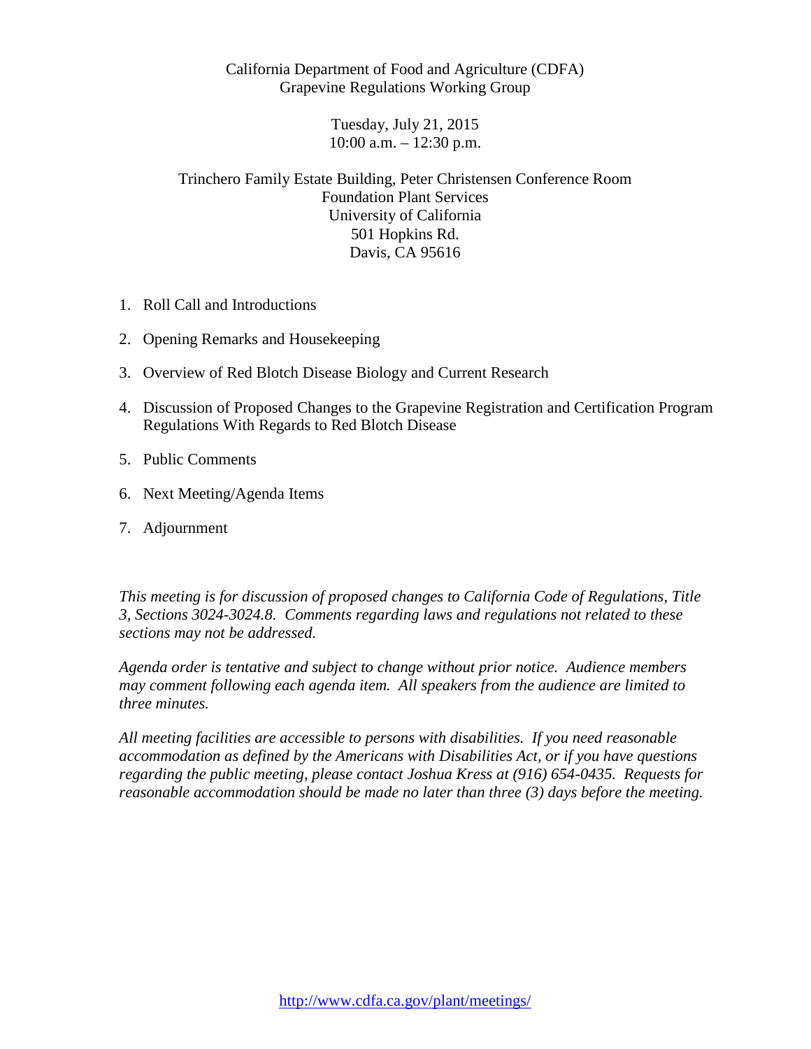California Department of Food and Agriculture (CDFA)
Grapevine Regulations Working Group

Tuesday, July 21, 2015
10:00 a.m. – 12:30 p.m.

Trinchero Family Estate Building, Peter Christensen Conference Room
Foundation Plant Services
University of California
501 Hopkins Rd.
Davis, CA 95616

1. Roll Call and Introductions
2. Opening Remarks and Housekeeping
3. Overview of Red Blotch Disease Biology and Current Research
4. Discussion of Proposed Changes to the Grapevine Registration and Certification Program Regulations With Regards to Red Blotch Disease
5. Public Comments
6. Next Meeting/Agenda Items
7. Adjournment

*This meeting is for discussion of proposed changes to California Code of Regulations, Title 3, Sections 3024-3024.8. Comments regarding laws and regulations not related to these sections may not be addressed.*

*Agenda order is tentative and subject to change without prior notice. Audience members may comment following each agenda item. All speakers from the audience are limited to three minutes.*

*All meeting facilities are accessible to persons with disabilities. If you need reasonable accommodation as defined by the Americans with Disabilities Act, or if you have questions regarding the public meeting, please contact Joshua Kress at (916) 654-0435. Requests for reasonable accommodation should be made no later than three (3) days before the meeting.*

http://www.cdfa.ca.gov/plant/meetings/